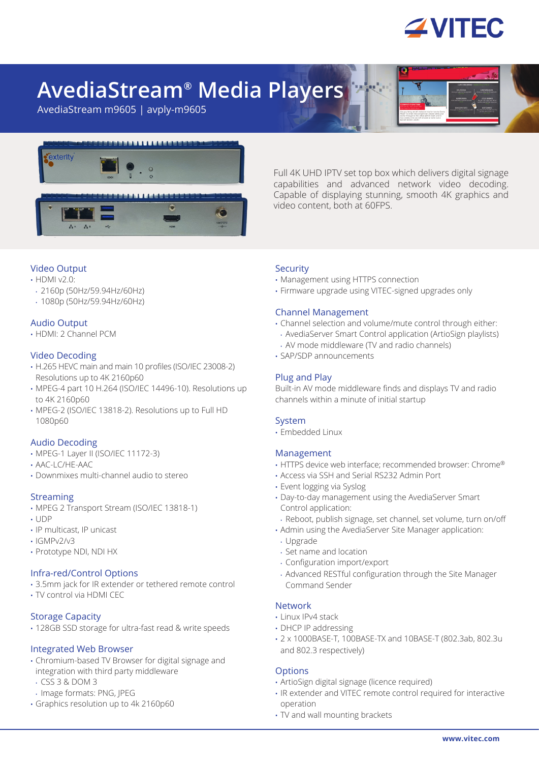# AvediaStream® Media Players

AvediaStream m9605 | avply-m9605

Full 4K UHD IPTV set top box which delivers digital signage capabilities and advanced network video decoding. Capable of displaying stunning, smooth 4K graphics and video content, both at 60FPS.

## Video Output

- HDMI v2.0:
  - 2160p (50Hz/59.94Hz/60Hz)
  - 1080p (50Hz/59.94Hz/60Hz)

## Audio Output

- HDMI: 2 Channel PCM

## Video Decoding

- H.265 HEVC main and main 10 profiles (ISO/IEC 23008-2) Resolutions up to 4K 2160p60
- MPEG-4 part 10 H.264 (ISO/IEC 14496-10). Resolutions up to 4K 2160p60
- MPEG-2 (ISO/IEC 13818-2). Resolutions up to Full HD 1080p60

## Audio Decoding

- MPEG-1 Layer II (ISO/IEC 11172-3)
- AAC-LC/HE-AAC
- Downmixes multi-channel audio to stereo

## Streaming

- MPEG 2 Transport Stream (ISO/IEC 13818-1)
- UDP
- IP multicast, IP unicast
- IGMPv2/v3
- Prototype NDI, NDI HX

## Infra-red/Control Options

- 3.5mm jack for IR extender or tethered remote control
- TV control via HDMI CEC

## Storage Capacity

- 128GB SSD storage for ultra-fast read & write speeds

## Integrated Web Browser

- Chromium-based TV Browser for digital signage and integration with third party middleware
  - CSS 3 & DOM 3
  - Image formats: PNG, JPEG
- Graphics resolution up to 4k 2160p60

## Security

- Management using HTTPS connection
- Firmware upgrade using VITEC-signed upgrades only

## Channel Management

- Channel selection and volume/mute control through either:
  - AvediaServer Smart Control application (ArtioSign playlists)
  - AV mode middleware (TV and radio channels)
- SAP/SDP announcements

## Plug and Play

Built-in AV mode middleware finds and displays TV and radio channels within a minute of initial startup

## System

- Embedded Linux

## Management

- HTTPS device web interface; recommended browser: Chrome®
- Access via SSH and Serial RS232 Admin Port
- Event logging via Syslog
- Day-to-day management using the AvediaServer Smart Control application:
  - Reboot, publish signage, set channel, set volume, turn on/off
- Admin using the AvediaServer Site Manager application:
  - Upgrade
  - Set name and location
  - Configuration import/export
  - Advanced RESTful configuration through the Site Manager Command Sender

## Network

- Linux IPv4 stack
- DHCP IP addressing
- 2 x 1000BASE-T, 100BASE-TX and 10BASE-T (802.3ab, 802.3u and 802.3 respectively)

## Options

- ArtioSign digital signage (licence required)
- IR extender and VITEC remote control required for interactive operation
- TV and wall mounting brackets

www.vitec.com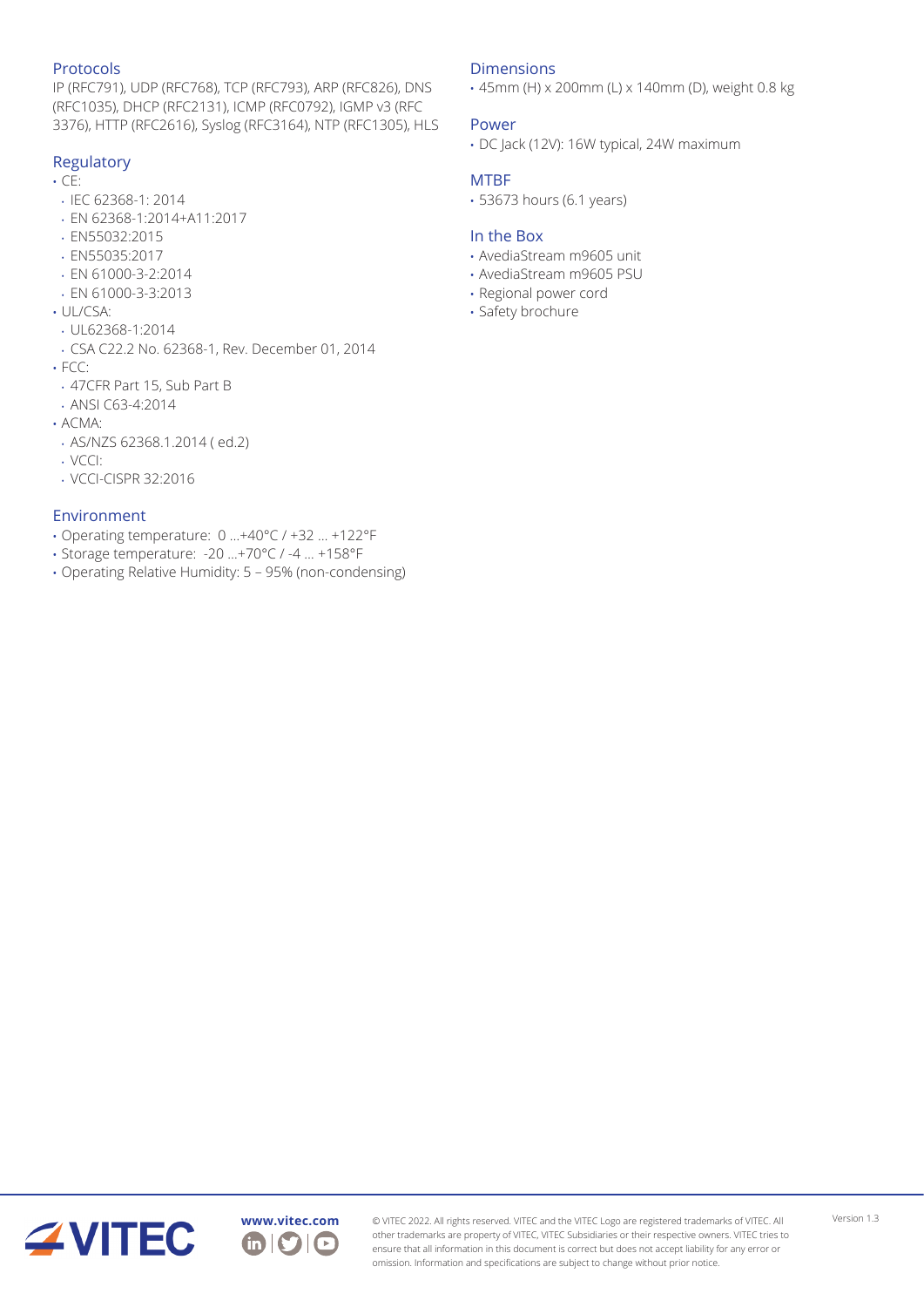## Protocols

IP (RFC791), UDP (RFC768), TCP (RFC793), ARP (RFC826), DNS (RFC1035), DHCP (RFC2131), ICMP (RFC0792), IGMP v3 (RFC 3376), HTTP (RFC2616), Syslog (RFC3164), NTP (RFC1305), HLS

## Regulatory

- CE:
  - IEC 62368-1: 2014
  - EN 62368-1:2014+A11:2017
  - EN55032:2015
  - EN55035:2017
  - EN 61000-3-2:2014
  - EN 61000-3-3:2013
- UL/CSA:
  - UL62368-1:2014
  - CSA C22.2 No. 62368-1, Rev. December 01, 2014
- FCC:
  - 47CFR Part 15, Sub Part B
  - ANSI C63-4:2014
- ACMA:
  - AS/NZS 62368.1.2014 ( ed.2)
  - VCCI:
  - VCCI-CISPR 32:2016

## Environment

- Operating temperature: 0 ...+40°C / +32 ... +122°F
- Storage temperature: -20 ...+70°C / -4 ... +158°F
- Operating Relative Humidity: 5 – 95% (non-condensing)

## Dimensions

- 45mm (H) x 200mm (L) x 140mm (D), weight 0.8 kg

## Power

- DC Jack (12V): 16W typical, 24W maximum

## MTBF

- 53673 hours (6.1 years)

## In the Box

- AvediaStream m9605 unit
- AvediaStream m9605 PSU
- Regional power cord
- Safety brochure

VITEC

www.vitec.com

© VITEC 2022. All rights reserved. VITEC and the VITEC Logo are registered trademarks of VITEC. All other trademarks are property of VITEC, VITEC Subsidiaries or their respective owners. VITEC tries to ensure that all information in this document is correct but does not accept liability for any error or omission. Information and specifications are subject to change without prior notice.

Version 1.3